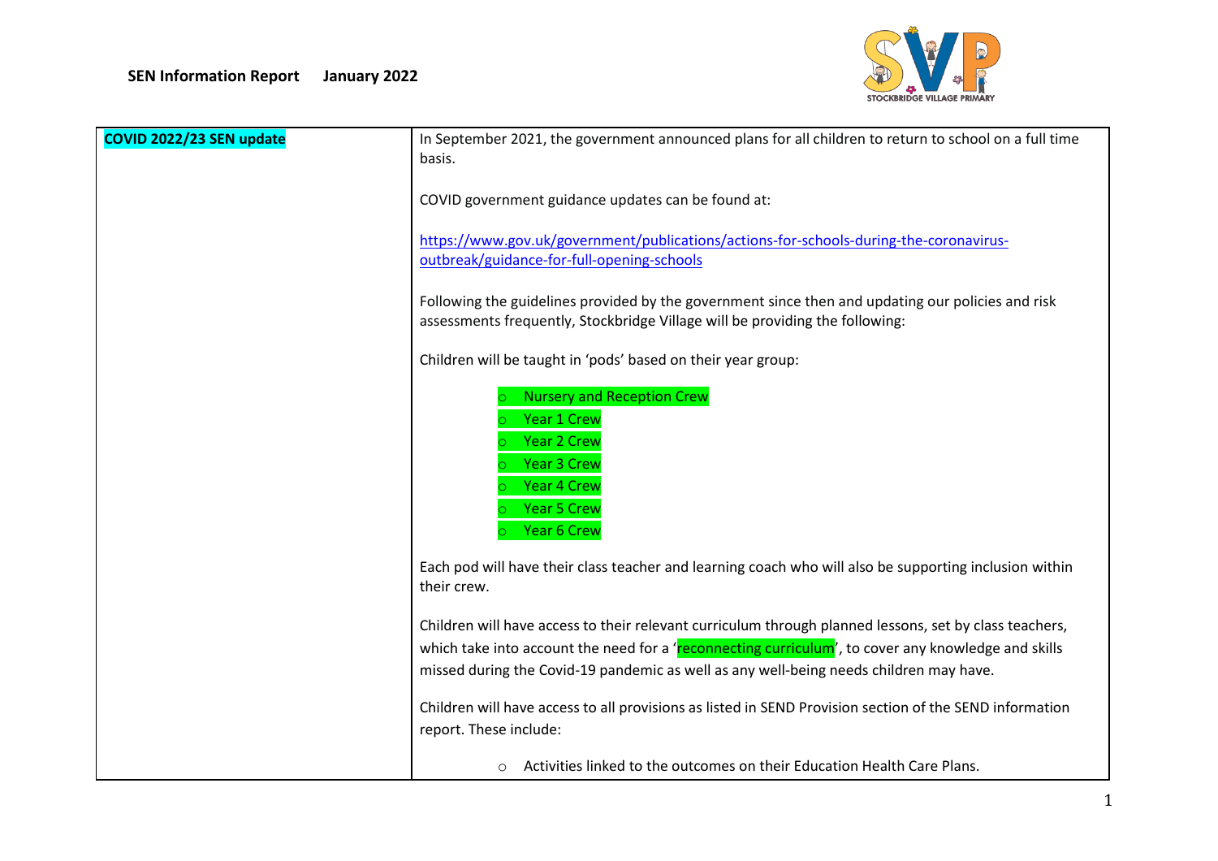**SEN Information Report January 2022**

STOCKBRIDGE VILLAGE PRIMARY

| COVID 2022/23 SEN update | In September 2021, the government announced plans for all children to return to school on a full time basis.<br><br>COVID government guidance updates can be found at:<br><br>https://www.gov.uk/government/publications/actions-for-schools-during-the-coronavirus-outbreak/guidance-for-full-opening-schools<br><br>Following the guidelines provided by the government since then and updating our policies and risk assessments frequently, Stockbridge Village will be providing the following:<br><br>Children will be taught in 'pods' based on their year group:<br><br>○ Nursery and Reception Crew<br>○ Year 1 Crew<br>○ Year 2 Crew<br>○ Year 3 Crew<br>○ Year 4 Crew<br>○ Year 5 Crew<br>○ Year 6 Crew<br><br>Each pod will have their class teacher and learning coach who will also be supporting inclusion within their crew.<br><br>Children will have access to their relevant curriculum through planned lessons, set by class teachers, which take into account the need for a 'reconnecting curriculum', to cover any knowledge and skills missed during the Covid-19 pandemic as well as any well-being needs children may have.<br><br>Children will have access to all provisions as listed in SEND Provision section of the SEND information report. These include:<br><br>○ Activities linked to the outcomes on their Education Health Care Plans. |
|---|---|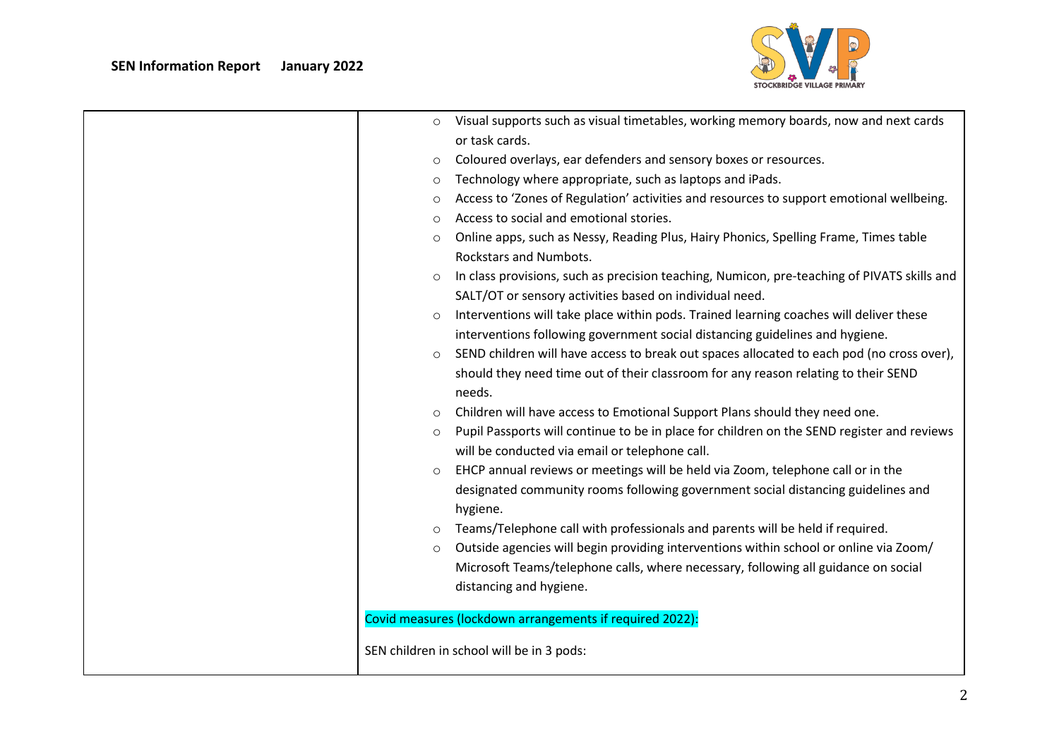| | |
|---|---|
| | ◦ Visual supports such as visual timetables, working memory boards, now and next cards or task cards.<br>◦ Coloured overlays, ear defenders and sensory boxes or resources.<br>◦ Technology where appropriate, such as laptops and iPads.<br>◦ Access to 'Zones of Regulation' activities and resources to support emotional wellbeing.<br>◦ Access to social and emotional stories.<br>◦ Online apps, such as Nessy, Reading Plus, Hairy Phonics, Spelling Frame, Times table Rockstars and Numbots.<br>◦ In class provisions, such as precision teaching, Numicon, pre-teaching of PIVATS skills and SALT/OT or sensory activities based on individual need.<br>◦ Interventions will take place within pods. Trained learning coaches will deliver these interventions following government social distancing guidelines and hygiene.<br>◦ SEND children will have access to break out spaces allocated to each pod (no cross over), should they need time out of their classroom for any reason relating to their SEND needs.<br>◦ Children will have access to Emotional Support Plans should they need one.<br>◦ Pupil Passports will continue to be in place for children on the SEND register and reviews will be conducted via email or telephone call.<br>◦ EHCP annual reviews or meetings will be held via Zoom, telephone call or in the designated community rooms following government social distancing guidelines and hygiene.<br>◦ Teams/Telephone call with professionals and parents will be held if required.<br>◦ Outside agencies will begin providing interventions within school or online via Zoom/ Microsoft Teams/telephone calls, where necessary, following all guidance on social distancing and hygiene.<br><br>Covid measures (lockdown arrangements if required 2022):<br><br>SEN children in school will be in 3 pods: |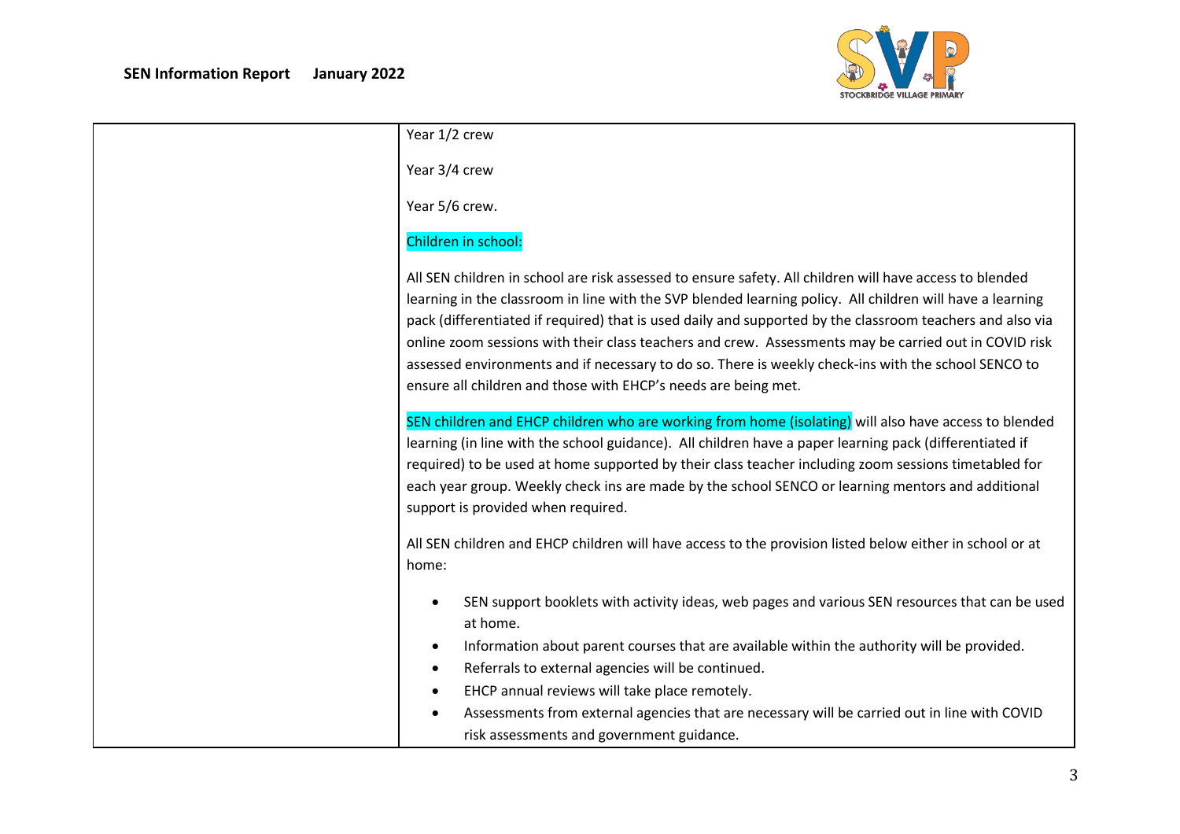| | Year 1/2 crew<br><br>Year 3/4 crew<br><br>Year 5/6 crew.<br><br>Children in school:<br><br>All SEN children in school are risk assessed to ensure safety. All children will have access to blended learning in the classroom in line with the SVP blended learning policy. All children will have a learning pack (differentiated if required) that is used daily and supported by the classroom teachers and also via online zoom sessions with their class teachers and crew. Assessments may be carried out in COVID risk assessed environments and if necessary to do so. There is weekly check-ins with the school SENCO to ensure all children and those with EHCP's needs are being met.<br><br>SEN children and EHCP children who are working from home (isolating) will also have access to blended learning (in line with the school guidance). All children have a paper learning pack (differentiated if required) to be used at home supported by their class teacher including zoom sessions timetabled for each year group. Weekly check ins are made by the school SENCO or learning mentors and additional support is provided when required.<br><br>All SEN children and EHCP children will have access to the provision listed below either in school or at home:<br><br>• SEN support booklets with activity ideas, web pages and various SEN resources that can be used at home.<br>• Information about parent courses that are available within the authority will be provided.<br>• Referrals to external agencies will be continued.<br>• EHCP annual reviews will take place remotely.<br>• Assessments from external agencies that are necessary will be carried out in line with COVID risk assessments and government guidance. |
|---|---|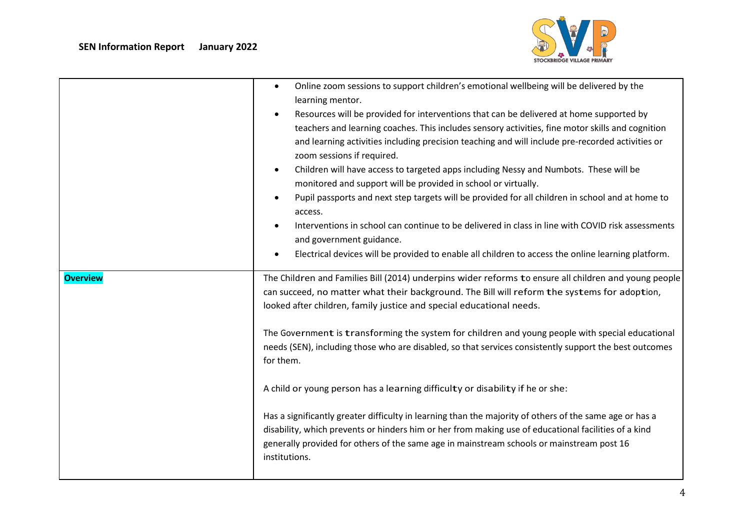| | |
|---|---|
| | • Online zoom sessions to support children's emotional wellbeing will be delivered by the learning mentor.<br>• Resources will be provided for interventions that can be delivered at home supported by teachers and learning coaches. This includes sensory activities, fine motor skills and cognition and learning activities including precision teaching and will include pre-recorded activities or zoom sessions if required.<br>• Children will have access to targeted apps including Nessy and Numbots. These will be monitored and support will be provided in school or virtually.<br>• Pupil passports and next step targets will be provided for all children in school and at home to access.<br>• Interventions in school can continue to be delivered in class in line with COVID risk assessments and government guidance.<br>• Electrical devices will be provided to enable all children to access the online learning platform. |
| **Overview** | The Children and Families Bill (2014) underpins wider reforms to ensure all children and young people can succeed, no matter what their background. The Bill will reform the systems for adoption, looked after children, family justice and special educational needs.<br><br>The Government is transforming the system for children and young people with special educational needs (SEN), including those who are disabled, so that services consistently support the best outcomes for them.<br><br>A child or young person has a learning difficulty or disability if he or she:<br><br>Has a significantly greater difficulty in learning than the majority of others of the same age or has a disability, which prevents or hinders him or her from making use of educational facilities of a kind generally provided for others of the same age in mainstream schools or mainstream post 16 institutions. |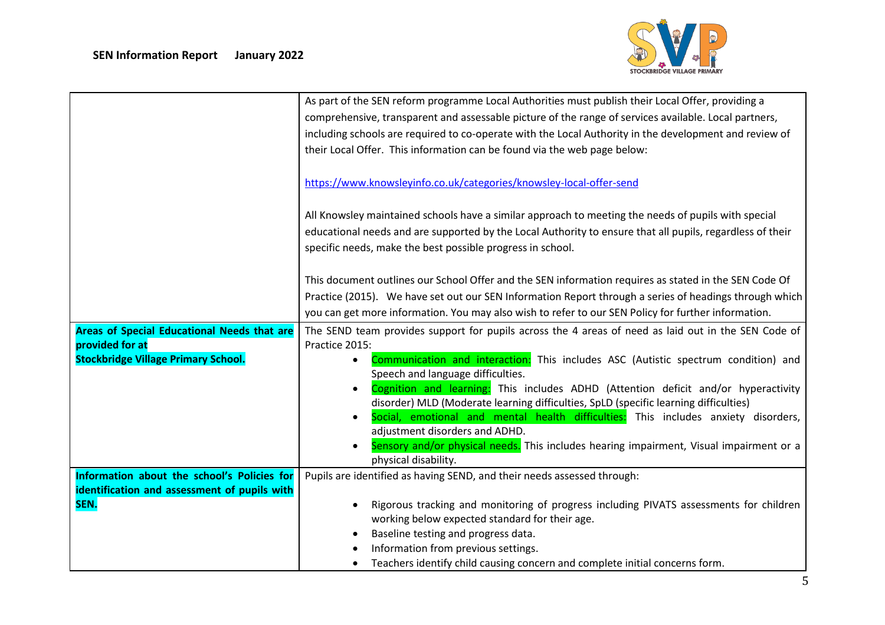| | |
|---|---|
| | As part of the SEN reform programme Local Authorities must publish their Local Offer, providing a comprehensive, transparent and assessable picture of the range of services available. Local partners, including schools are required to co-operate with the Local Authority in the development and review of their Local Offer. This information can be found via the web page below:<br><br>https://www.knowsleyinfo.co.uk/categories/knowsley-local-offer-send<br><br>All Knowsley maintained schools have a similar approach to meeting the needs of pupils with special educational needs and are supported by the Local Authority to ensure that all pupils, regardless of their specific needs, make the best possible progress in school.<br><br>This document outlines our School Offer and the SEN information requires as stated in the SEN Code Of Practice (2015). We have set out our SEN Information Report through a series of headings through which you can get more information. You may also wish to refer to our SEN Policy for further information. |
| **Areas of Special Educational Needs that are provided for at Stockbridge Village Primary School.** | The SEND team provides support for pupils across the 4 areas of need as laid out in the SEN Code of Practice 2015:<br>• Communication and interaction: This includes ASC (Autistic spectrum condition) and Speech and language difficulties.<br>• Cognition and learning: This includes ADHD (Attention deficit and/or hyperactivity disorder) MLD (Moderate learning difficulties, SpLD (specific learning difficulties)<br>• Social, emotional and mental health difficulties: This includes anxiety disorders, adjustment disorders and ADHD.<br>• Sensory and/or physical needs. This includes hearing impairment, Visual impairment or a physical disability. |
| **Information about the school's Policies for identification and assessment of pupils with SEN.** | Pupils are identified as having SEND, and their needs assessed through:<br><br>• Rigorous tracking and monitoring of progress including PIVATS assessments for children working below expected standard for their age.<br>• Baseline testing and progress data.<br>• Information from previous settings.<br>• Teachers identify child causing concern and complete initial concerns form. |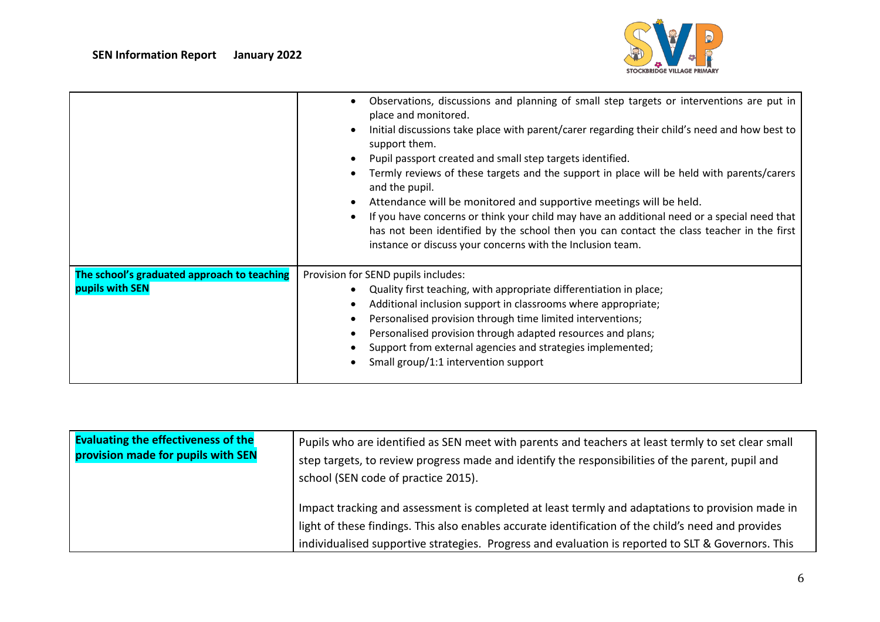| | |
|---|---|
| | <ul><li>Observations, discussions and planning of small step targets or interventions are put in place and monitored.</li><li>Initial discussions take place with parent/carer regarding their child's need and how best to support them.</li><li>Pupil passport created and small step targets identified.</li><li>Termly reviews of these targets and the support in place will be held with parents/carers and the pupil.</li><li>Attendance will be monitored and supportive meetings will be held.</li><li>If you have concerns or think your child may have an additional need or a special need that has not been identified by the school then you can contact the class teacher in the first instance or discuss your concerns with the Inclusion team.</li></ul> |
| **The school's graduated approach to teaching pupils with SEN** | Provision for SEND pupils includes:<ul><li>Quality first teaching, with appropriate differentiation in place;</li><li>Additional inclusion support in classrooms where appropriate;</li><li>Personalised provision through time limited interventions;</li><li>Personalised provision through adapted resources and plans;</li><li>Support from external agencies and strategies implemented;</li><li>Small group/1:1 intervention support</li></ul> |

| | |
|---|---|
| **Evaluating the effectiveness of the provision made for pupils with SEN** | Pupils who are identified as SEN meet with parents and teachers at least termly to set clear small step targets, to review progress made and identify the responsibilities of the parent, pupil and school (SEN code of practice 2015).<br><br>Impact tracking and assessment is completed at least termly and adaptations to provision made in light of these findings. This also enables accurate identification of the child's need and provides individualised supportive strategies. Progress and evaluation is reported to SLT & Governors. This |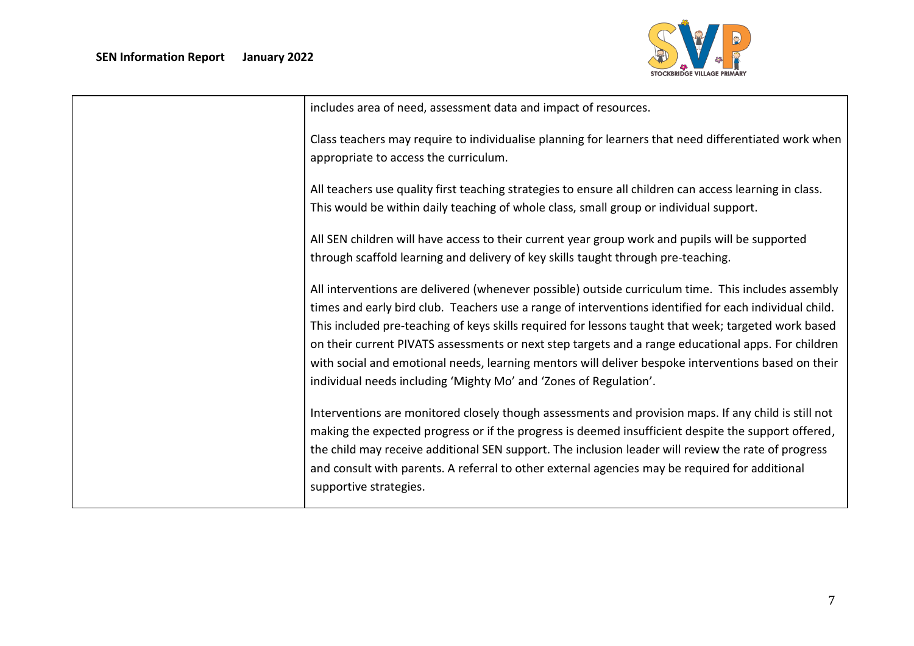| | |
|---|---|
| | includes area of need, assessment data and impact of resources.<br><br>Class teachers may require to individualise planning for learners that need differentiated work when appropriate to access the curriculum.<br><br>All teachers use quality first teaching strategies to ensure all children can access learning in class. This would be within daily teaching of whole class, small group or individual support.<br><br>All SEN children will have access to their current year group work and pupils will be supported through scaffold learning and delivery of key skills taught through pre-teaching.<br><br>All interventions are delivered (whenever possible) outside curriculum time. This includes assembly times and early bird club. Teachers use a range of interventions identified for each individual child. This included pre-teaching of keys skills required for lessons taught that week; targeted work based on their current PIVATS assessments or next step targets and a range educational apps. For children with social and emotional needs, learning mentors will deliver bespoke interventions based on their individual needs including 'Mighty Mo' and 'Zones of Regulation'.<br><br>Interventions are monitored closely though assessments and provision maps. If any child is still not making the expected progress or if the progress is deemed insufficient despite the support offered, the child may receive additional SEN support. The inclusion leader will review the rate of progress and consult with parents. A referral to other external agencies may be required for additional supportive strategies. |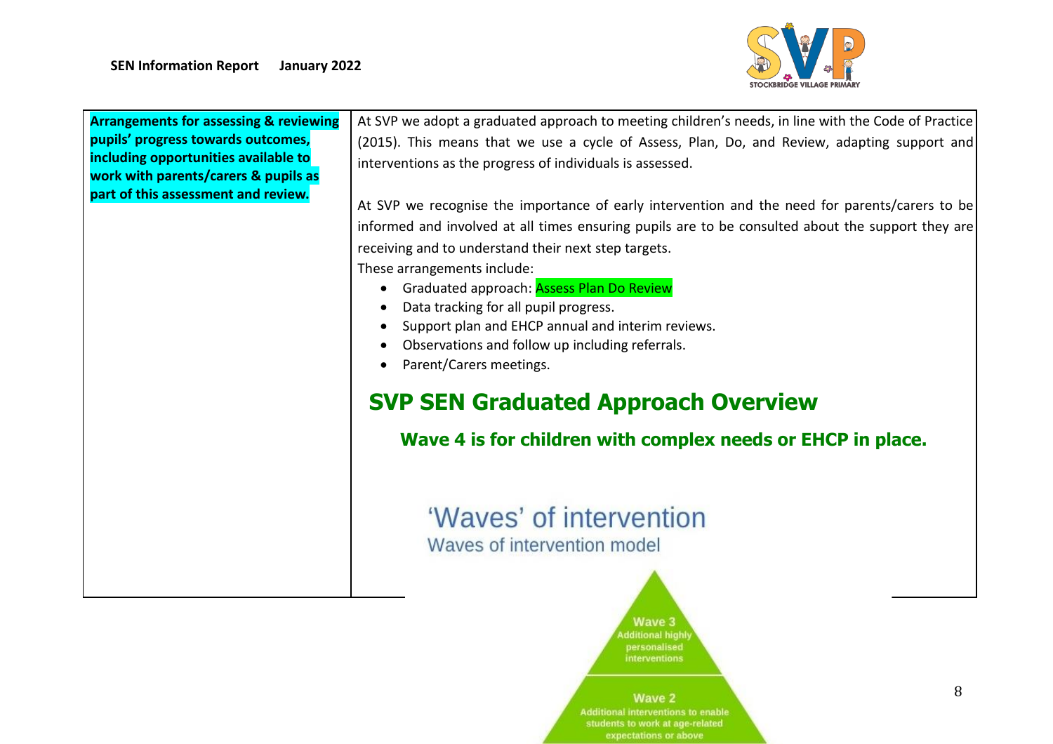| Arrangements for assessing & reviewing pupils' progress towards outcomes, including opportunities available to work with parents/carers & pupils as part of this assessment and review. | At SVP we adopt a graduated approach to meeting children's needs, in line with the Code of Practice (2015). This means that we use a cycle of Assess, Plan, Do, and Review, adapting support and interventions as the progress of individuals is assessed.<br><br>At SVP we recognise the importance of early intervention and the need for parents/carers to be informed and involved at all times ensuring pupils are to be consulted about the support they are receiving and to understand their next step targets.<br>These arrangements include:<br>• Graduated approach: Assess Plan Do Review<br>• Data tracking for all pupil progress.<br>• Support plan and EHCP annual and interim reviews.<br>• Observations and follow up including referrals.<br>• Parent/Carers meetings.<br><br>**SVP SEN Graduated Approach Overview**<br><br>**Wave 4 is for children with complex needs or EHCP in place.**<br><br>'Waves' of intervention<br>Waves of intervention model |
|---|---|

Wave 3
Additional highly personalised interventions

Wave 2
Additional interventions to enable students to work at age-related expectations or above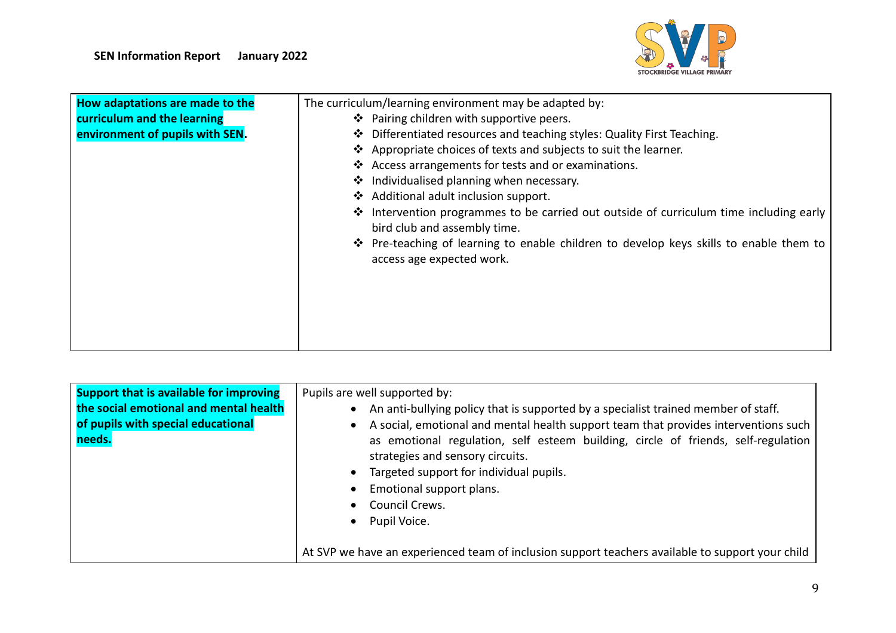| How adaptations are made to the curriculum and the learning environment of pupils with SEN. | The curriculum/learning environment may be adapted by:<br>❖ Pairing children with supportive peers.<br>❖ Differentiated resources and teaching styles: Quality First Teaching.<br>❖ Appropriate choices of texts and subjects to suit the learner.<br>❖ Access arrangements for tests and or examinations.<br>❖ Individualised planning when necessary.<br>❖ Additional adult inclusion support.<br>❖ Intervention programmes to be carried out outside of curriculum time including early bird club and assembly time.<br>❖ Pre-teaching of learning to enable children to develop keys skills to enable them to access age expected work. |
| --- | --- |

| Support that is available for improving the social emotional and mental health of pupils with special educational needs. | Pupils are well supported by:<br>• An anti-bullying policy that is supported by a specialist trained member of staff.<br>• A social, emotional and mental health support team that provides interventions such as emotional regulation, self esteem building, circle of friends, self-regulation strategies and sensory circuits.<br>• Targeted support for individual pupils.<br>• Emotional support plans.<br>• Council Crews.<br>• Pupil Voice.<br><br>At SVP we have an experienced team of inclusion support teachers available to support your child |
| --- | --- |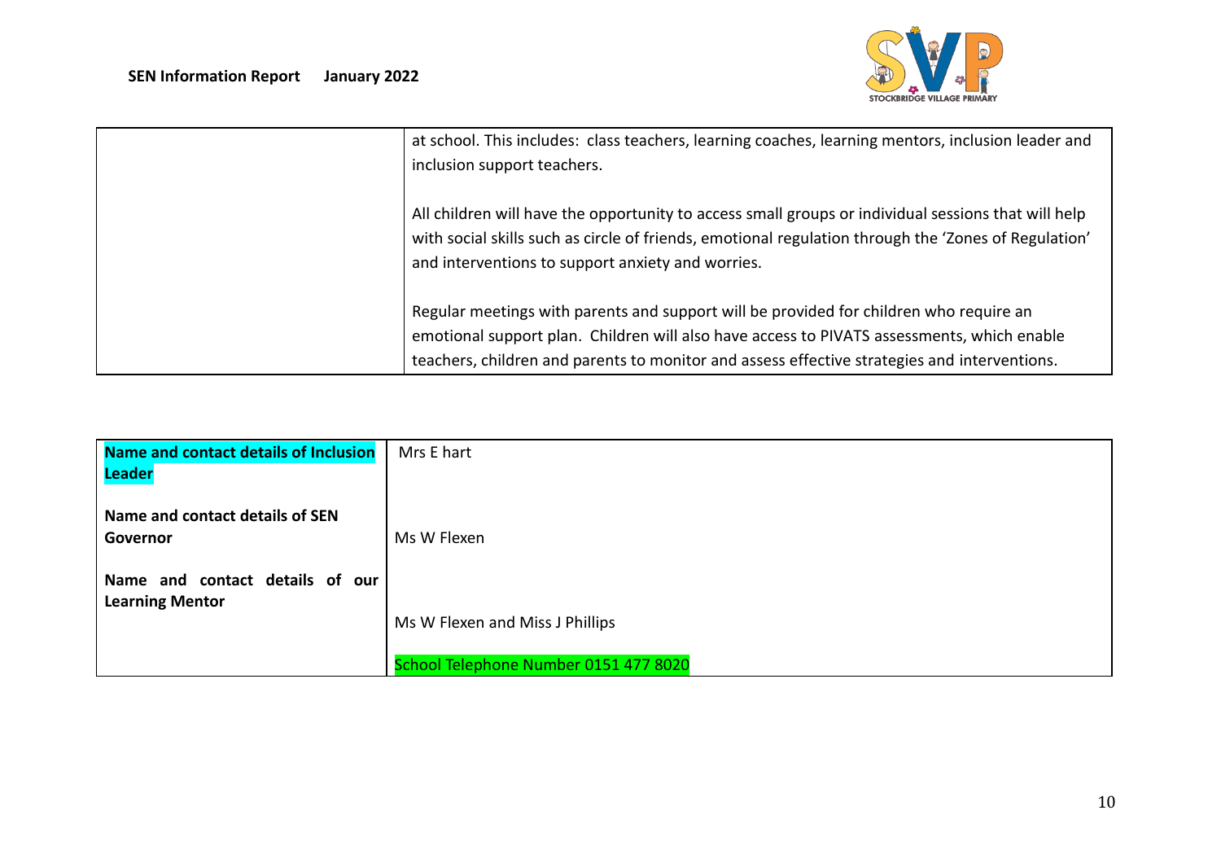| | |
|---|---|
| | at school. This includes: class teachers, learning coaches, learning mentors, inclusion leader and inclusion support teachers.<br><br>All children will have the opportunity to access small groups or individual sessions that will help with social skills such as circle of friends, emotional regulation through the 'Zones of Regulation' and interventions to support anxiety and worries.<br><br>Regular meetings with parents and support will be provided for children who require an emotional support plan. Children will also have access to PIVATS assessments, which enable teachers, children and parents to monitor and assess effective strategies and interventions. |

| | |
|---|---|
| **Name and contact details of Inclusion Leader** | Mrs E hart |
| **Name and contact details of SEN Governor** | Ms W Flexen |
| **Name and contact details of our Learning Mentor** | Ms W Flexen and Miss J Phillips<br><br>School Telephone Number 0151 477 8020 |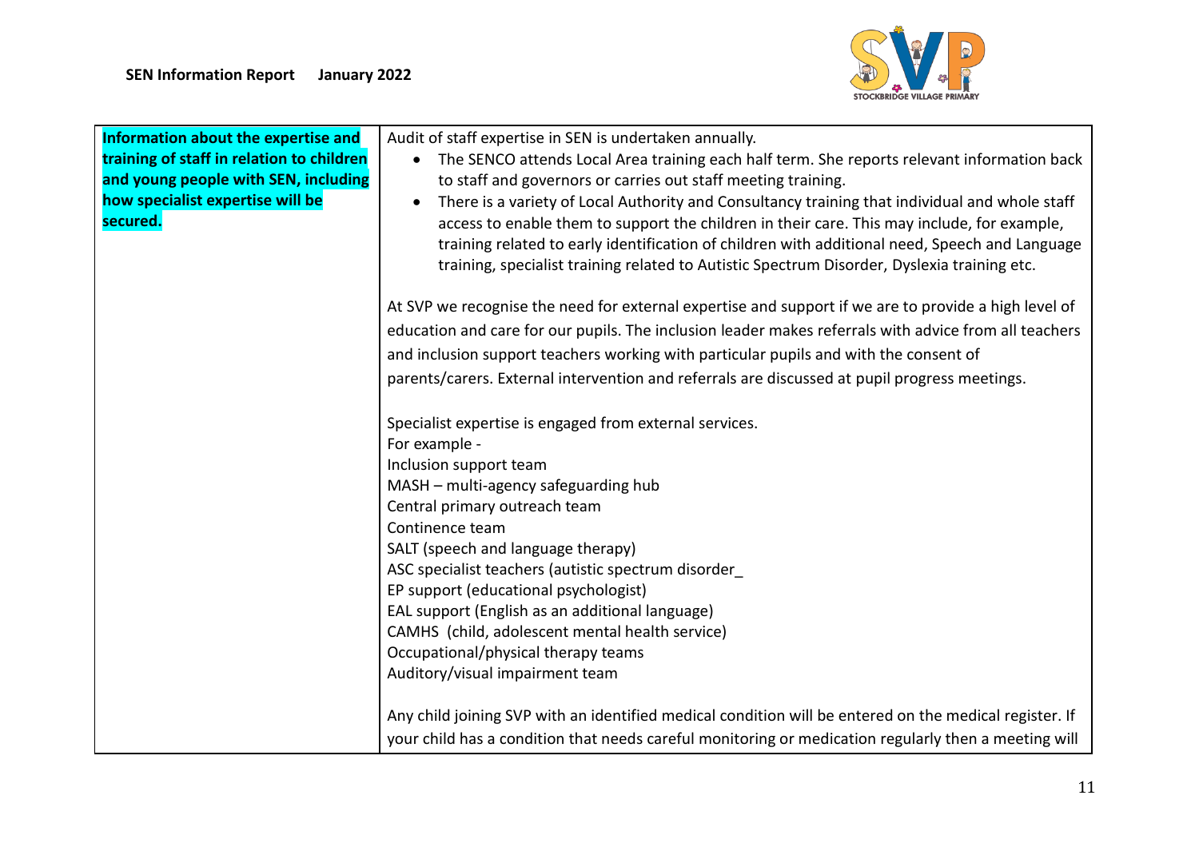| Information about the expertise and training of staff in relation to children and young people with SEN, including how specialist expertise will be secured. | Audit of staff expertise in SEN is undertaken annually.<br>• The SENCO attends Local Area training each half term. She reports relevant information back to staff and governors or carries out staff meeting training.<br>• There is a variety of Local Authority and Consultancy training that individual and whole staff access to enable them to support the children in their care. This may include, for example, training related to early identification of children with additional need, Speech and Language training, specialist training related to Autistic Spectrum Disorder, Dyslexia training etc.<br><br>At SVP we recognise the need for external expertise and support if we are to provide a high level of education and care for our pupils. The inclusion leader makes referrals with advice from all teachers and inclusion support teachers working with particular pupils and with the consent of parents/carers. External intervention and referrals are discussed at pupil progress meetings.<br><br>Specialist expertise is engaged from external services.<br>For example -<br>Inclusion support team<br>MASH – multi-agency safeguarding hub<br>Central primary outreach team<br>Continence team<br>SALT (speech and language therapy)<br>ASC specialist teachers (autistic spectrum disorder_<br>EP support (educational psychologist)<br>EAL support (English as an additional language)<br>CAMHS (child, adolescent mental health service)<br>Occupational/physical therapy teams<br>Auditory/visual impairment team<br><br>Any child joining SVP with an identified medical condition will be entered on the medical register. If your child has a condition that needs careful monitoring or medication regularly then a meeting will |
|---|---|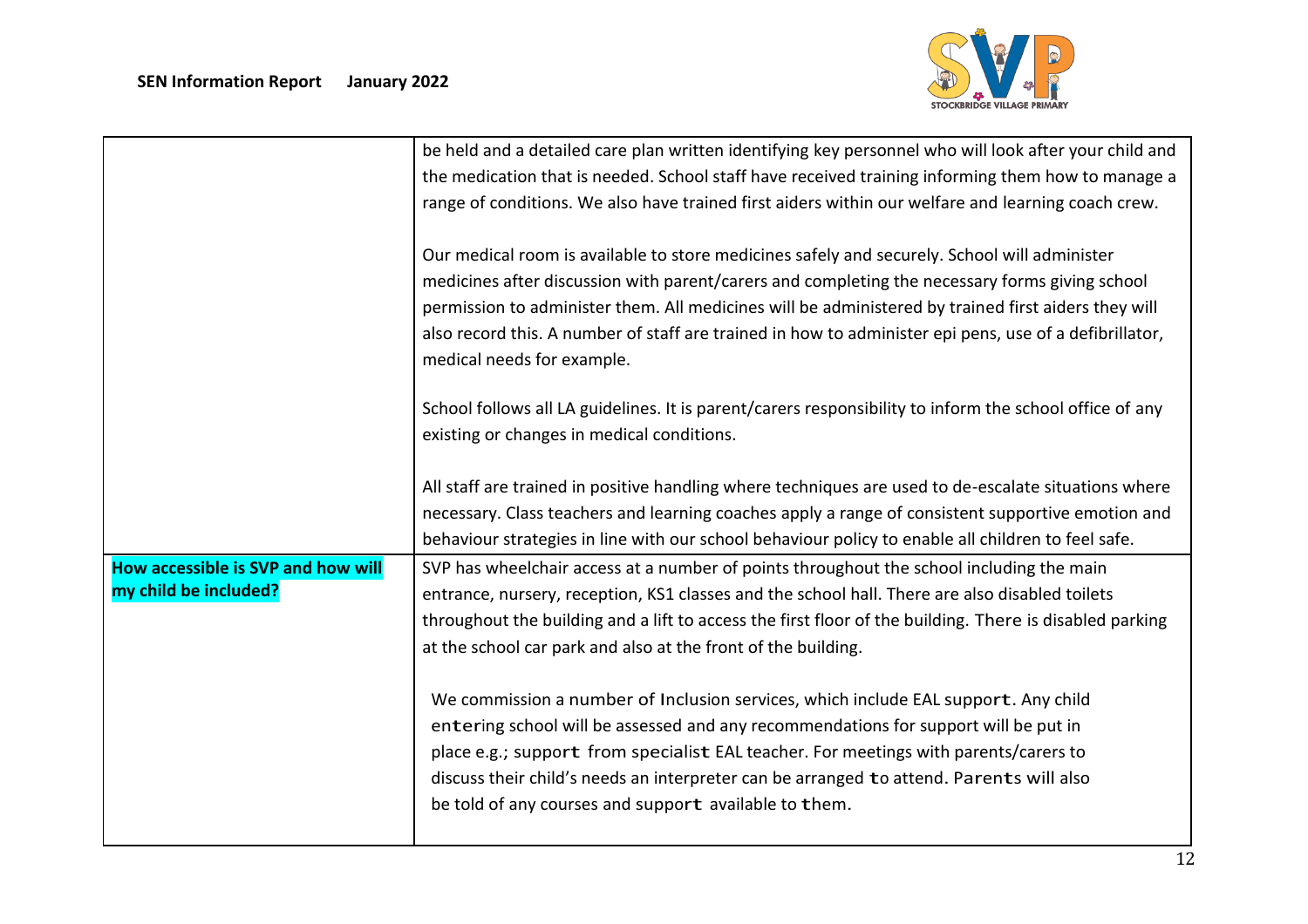| | |
|---|---|
| | be held and a detailed care plan written identifying key personnel who will look after your child and the medication that is needed. School staff have received training informing them how to manage a range of conditions. We also have trained first aiders within our welfare and learning coach crew.<br><br>Our medical room is available to store medicines safely and securely. School will administer medicines after discussion with parent/carers and completing the necessary forms giving school permission to administer them. All medicines will be administered by trained first aiders they will also record this. A number of staff are trained in how to administer epi pens, use of a defibrillator, medical needs for example.<br><br>School follows all LA guidelines. It is parent/carers responsibility to inform the school office of any existing or changes in medical conditions.<br><br>All staff are trained in positive handling where techniques are used to de-escalate situations where necessary. Class teachers and learning coaches apply a range of consistent supportive emotion and behaviour strategies in line with our school behaviour policy to enable all children to feel safe. |
| **How accessible is SVP and how will my child be included?** | SVP has wheelchair access at a number of points throughout the school including the main entrance, nursery, reception, KS1 classes and the school hall. There are also disabled toilets throughout the building and a lift to access the first floor of the building. There is disabled parking at the school car park and also at the front of the building.<br><br>We commission a number of Inclusion services, which include EAL support. Any child entering school will be assessed and any recommendations for support will be put in place e.g.; support from specialist EAL teacher. For meetings with parents/carers to discuss their child's needs an interpreter can be arranged to attend. Parents will also be told of any courses and support available to them. |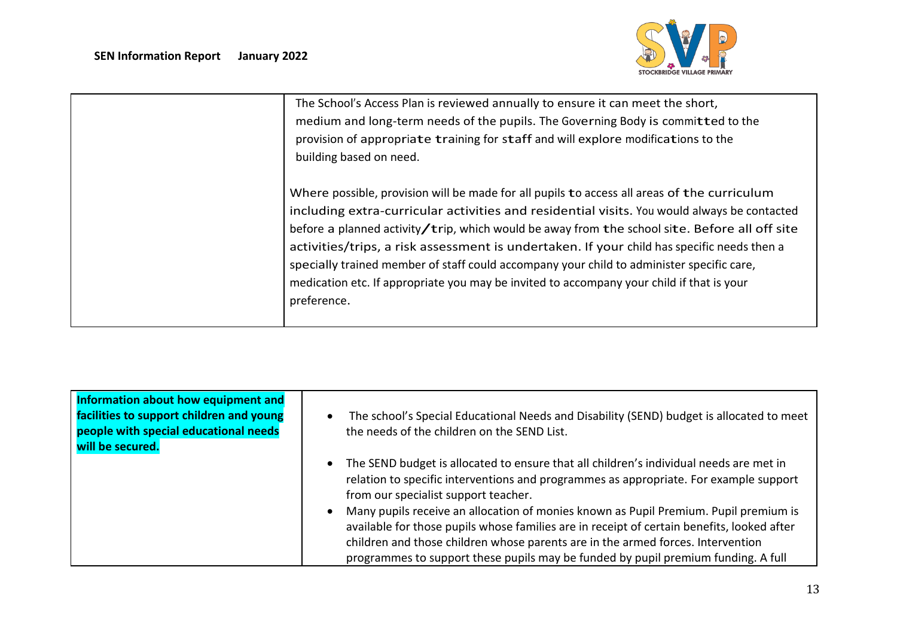| | |
|---|---|
| | The School's Access Plan is reviewed annually to ensure it can meet the short, medium and long-term needs of the pupils. The Governing Body is committed to the provision of appropriate training for staff and will explore modifications to the building based on need.<br><br>Where possible, provision will be made for all pupils to access all areas of the curriculum including extra-curricular activities and residential visits. You would always be contacted before a planned activity/trip, which would be away from the school site. Before all off site activities/trips, a risk assessment is undertaken. If your child has specific needs then a specially trained member of staff could accompany your child to administer specific care, medication etc. If appropriate you may be invited to accompany your child if that is your preference. |

| | |
|---|---|
| **Information about how equipment and facilities to support children and young people with special educational needs will be secured.** | • The school's Special Educational Needs and Disability (SEND) budget is allocated to meet the needs of the children on the SEND List.<br><br>• The SEND budget is allocated to ensure that all children's individual needs are met in relation to specific interventions and programmes as appropriate. For example support from our specialist support teacher.<br>• Many pupils receive an allocation of monies known as Pupil Premium. Pupil premium is available for those pupils whose families are in receipt of certain benefits, looked after children and those children whose parents are in the armed forces. Intervention programmes to support these pupils may be funded by pupil premium funding. A full |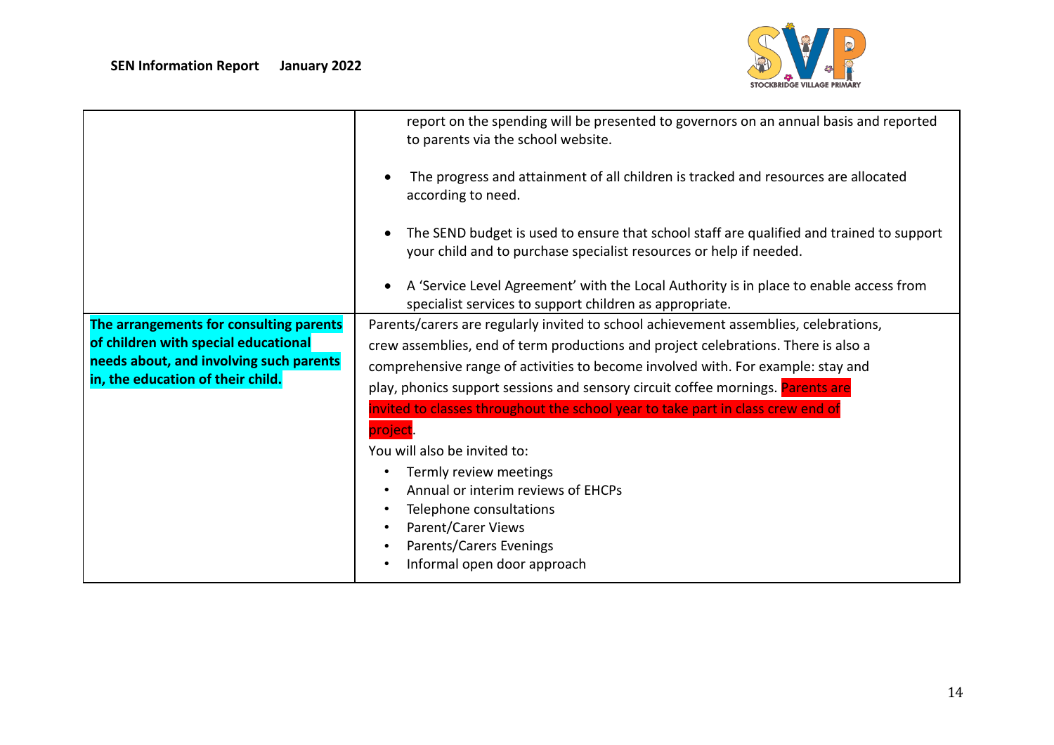| | |
|---|---|
| | report on the spending will be presented to governors on an annual basis and reported to parents via the school website.<br><br>• The progress and attainment of all children is tracked and resources are allocated according to need.<br><br>• The SEND budget is used to ensure that school staff are qualified and trained to support your child and to purchase specialist resources or help if needed.<br><br>• A 'Service Level Agreement' with the Local Authority is in place to enable access from specialist services to support children as appropriate. |
| **The arrangements for consulting parents of children with special educational needs about, and involving such parents in, the education of their child.** | Parents/carers are regularly invited to school achievement assemblies, celebrations, crew assemblies, end of term productions and project celebrations. There is also a comprehensive range of activities to become involved with. For example: stay and play, phonics support sessions and sensory circuit coffee mornings. Parents are invited to classes throughout the school year to take part in class crew end of project.<br>You will also be invited to:<br>• Termly review meetings<br>• Annual or interim reviews of EHCPs<br>• Telephone consultations<br>• Parent/Carer Views<br>• Parents/Carers Evenings<br>• Informal open door approach |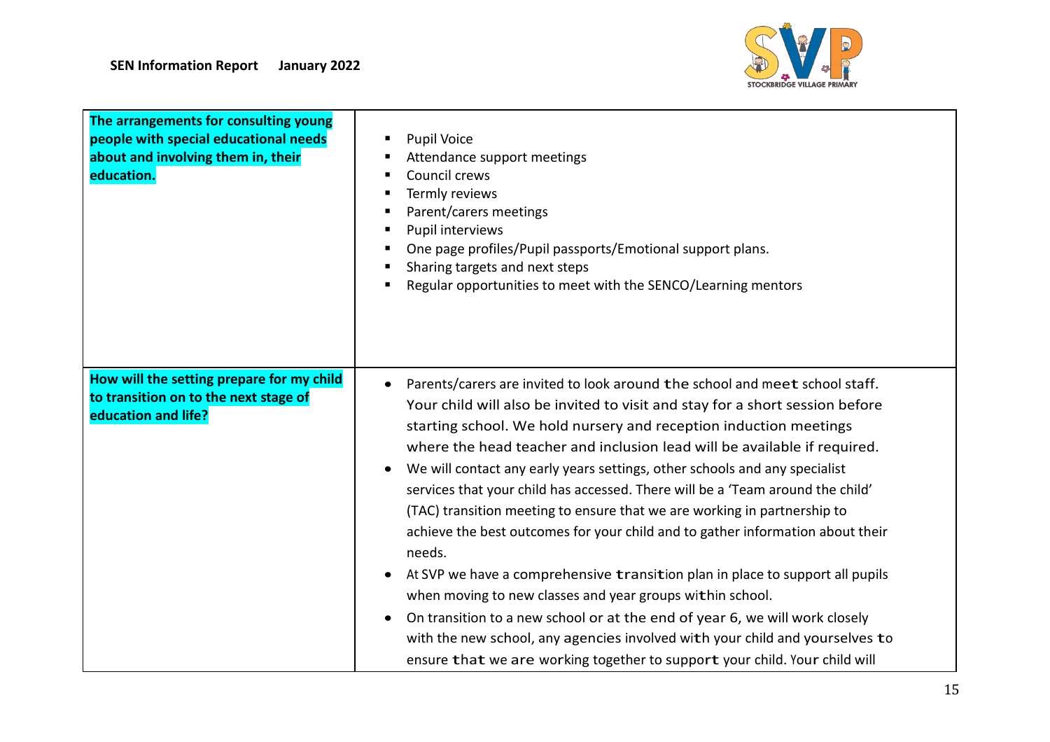| | |
|---|---|
| **The arrangements for consulting young people with special educational needs about and involving them in, their education.** | ▪ Pupil Voice<br>▪ Attendance support meetings<br>▪ Council crews<br>▪ Termly reviews<br>▪ Parent/carers meetings<br>▪ Pupil interviews<br>▪ One page profiles/Pupil passports/Emotional support plans.<br>▪ Sharing targets and next steps<br>▪ Regular opportunities to meet with the SENCO/Learning mentors |
| **How will the setting prepare for my child to transition on to the next stage of education and life?** | • Parents/carers are invited to look around the school and meet school staff. Your child will also be invited to visit and stay for a short session before starting school. We hold nursery and reception induction meetings where the head teacher and inclusion lead will be available if required.<br>• We will contact any early years settings, other schools and any specialist services that your child has accessed. There will be a 'Team around the child' (TAC) transition meeting to ensure that we are working in partnership to achieve the best outcomes for your child and to gather information about their needs.<br>• At SVP we have a comprehensive transition plan in place to support all pupils when moving to new classes and year groups within school.<br>• On transition to a new school or at the end of year 6, we will work closely with the new school, any agencies involved with your child and yourselves to ensure that we are working together to support your child. Your child will |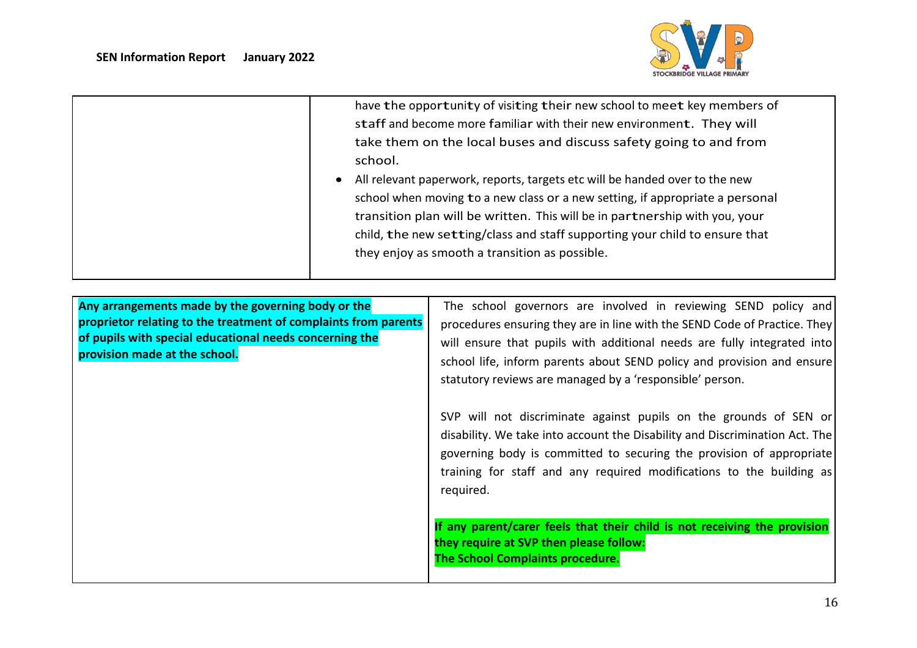| | |
|---|---|
| | have the opportunity of visiting their new school to meet key members of staff and become more familiar with their new environment. They will take them on the local buses and discuss safety going to and from school.<br>• All relevant paperwork, reports, targets etc will be handed over to the new school when moving to a new class or a new setting, if appropriate a personal transition plan will be written. This will be in partnership with you, your child, the new setting/class and staff supporting your child to ensure that they enjoy as smooth a transition as possible. |

| | |
|---|---|
| **Any arrangements made by the governing body or the proprietor relating to the treatment of complaints from parents of pupils with special educational needs concerning the provision made at the school.** | The school governors are involved in reviewing SEND policy and procedures ensuring they are in line with the SEND Code of Practice. They will ensure that pupils with additional needs are fully integrated into school life, inform parents about SEND policy and provision and ensure statutory reviews are managed by a 'responsible' person.<br><br>SVP will not discriminate against pupils on the grounds of SEN or disability. We take into account the Disability and Discrimination Act. The governing body is committed to securing the provision of appropriate training for staff and any required modifications to the building as required.<br><br>**If any parent/carer feels that their child is not receiving the provision they require at SVP then please follow:**<br>**The School Complaints procedure.** |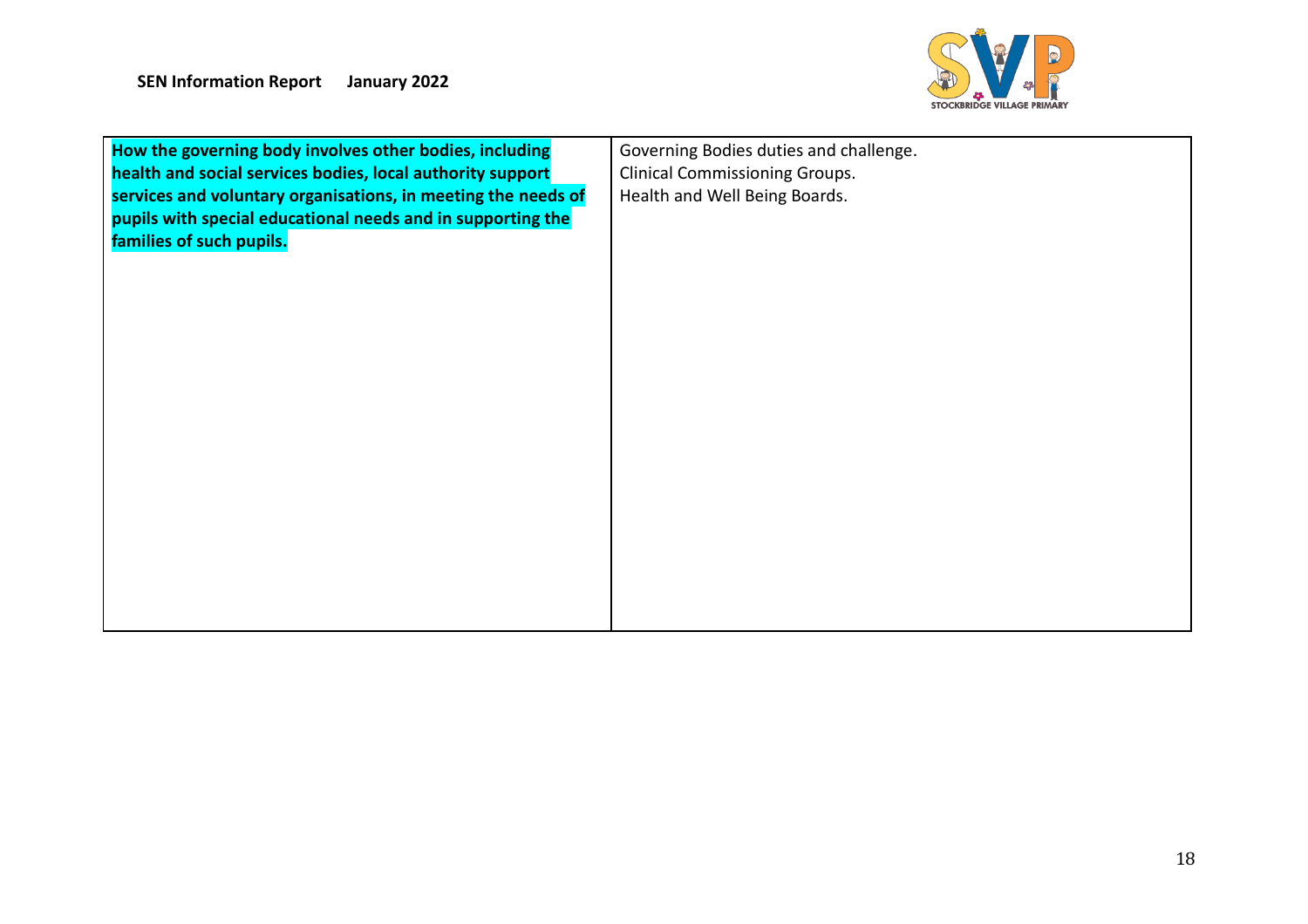| **How the governing body involves other bodies, including health and social services bodies, local authority support services and voluntary organisations, in meeting the needs of pupils with special educational needs and in supporting the families of such pupils.** | Governing Bodies duties and challenge.<br>Clinical Commissioning Groups.<br>Health and Well Being Boards. |
|---|---|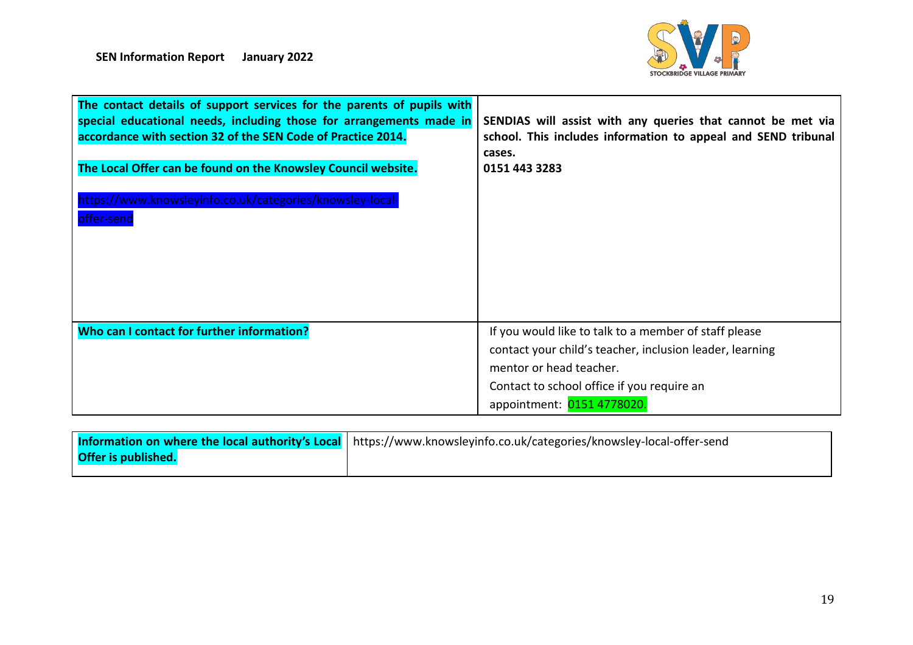| | |
|---|---|
| **The contact details of support services for the parents of pupils with special educational needs, including those for arrangements made in accordance with section 32 of the SEN Code of Practice 2014.**<br><br>**The Local Offer can be found on the Knowsley Council website.**<br><br>https://www.knowsleyinfo.co.uk/categories/knowsley-local-offer-send | **SENDIAS will assist with any queries that cannot be met via school. This includes information to appeal and SEND tribunal cases.**<br>**0151 443 3283** |
| **Who can I contact for further information?** | If you would like to talk to a member of staff please contact your child's teacher, inclusion leader, learning mentor or head teacher.<br>Contact to school office if you require an appointment: 0151 4778020. |

| | |
|---|---|
| **Information on where the local authority's Local Offer is published.** | https://www.knowsleyinfo.co.uk/categories/knowsley-local-offer-send |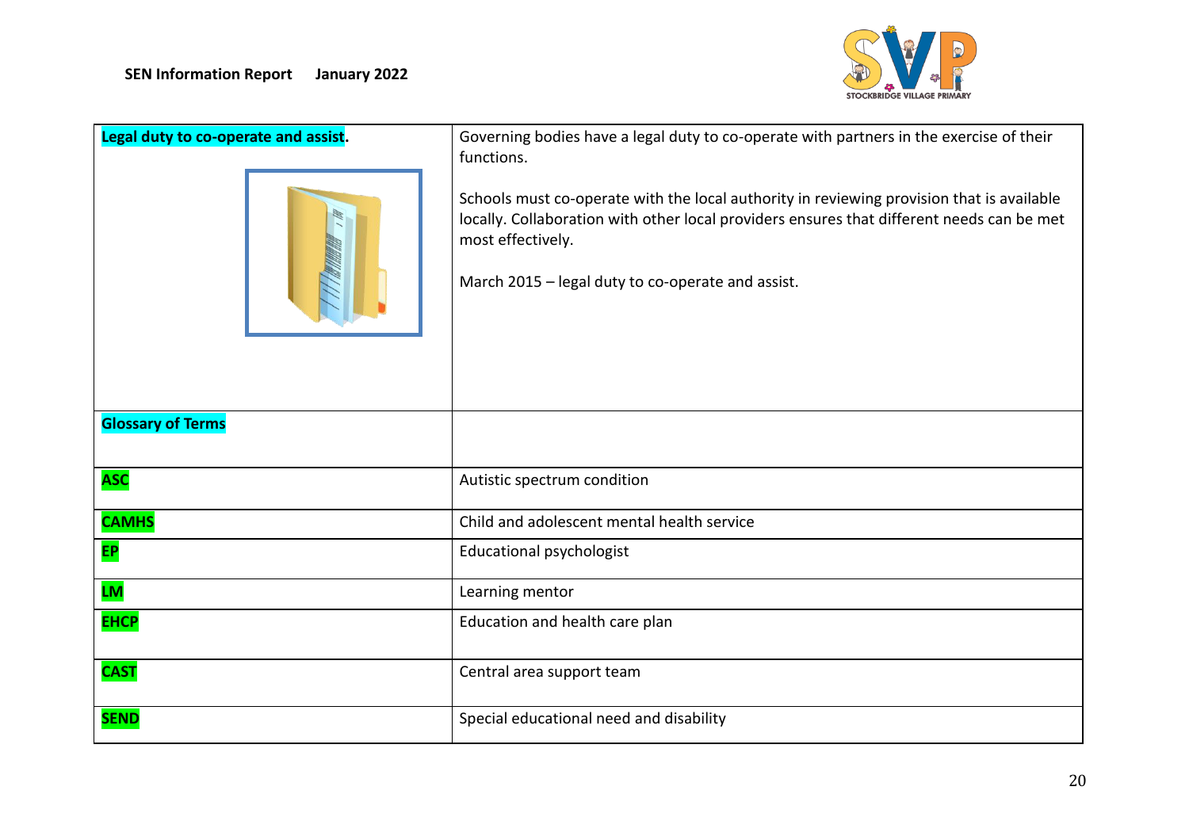| **Legal duty to co-operate and assist.** | Governing bodies have a legal duty to co-operate with partners in the exercise of their functions.<br><br>Schools must co-operate with the local authority in reviewing provision that is available locally. Collaboration with other local providers ensures that different needs can be met most effectively.<br><br>March 2015 – legal duty to co-operate and assist. |
|---|---|
| **Glossary of Terms** | |
| **ASC** | Autistic spectrum condition |
| **CAMHS** | Child and adolescent mental health service |
| **EP** | Educational psychologist |
| **LM** | Learning mentor |
| **EHCP** | Education and health care plan |
| **CAST** | Central area support team |
| **SEND** | Special educational need and disability |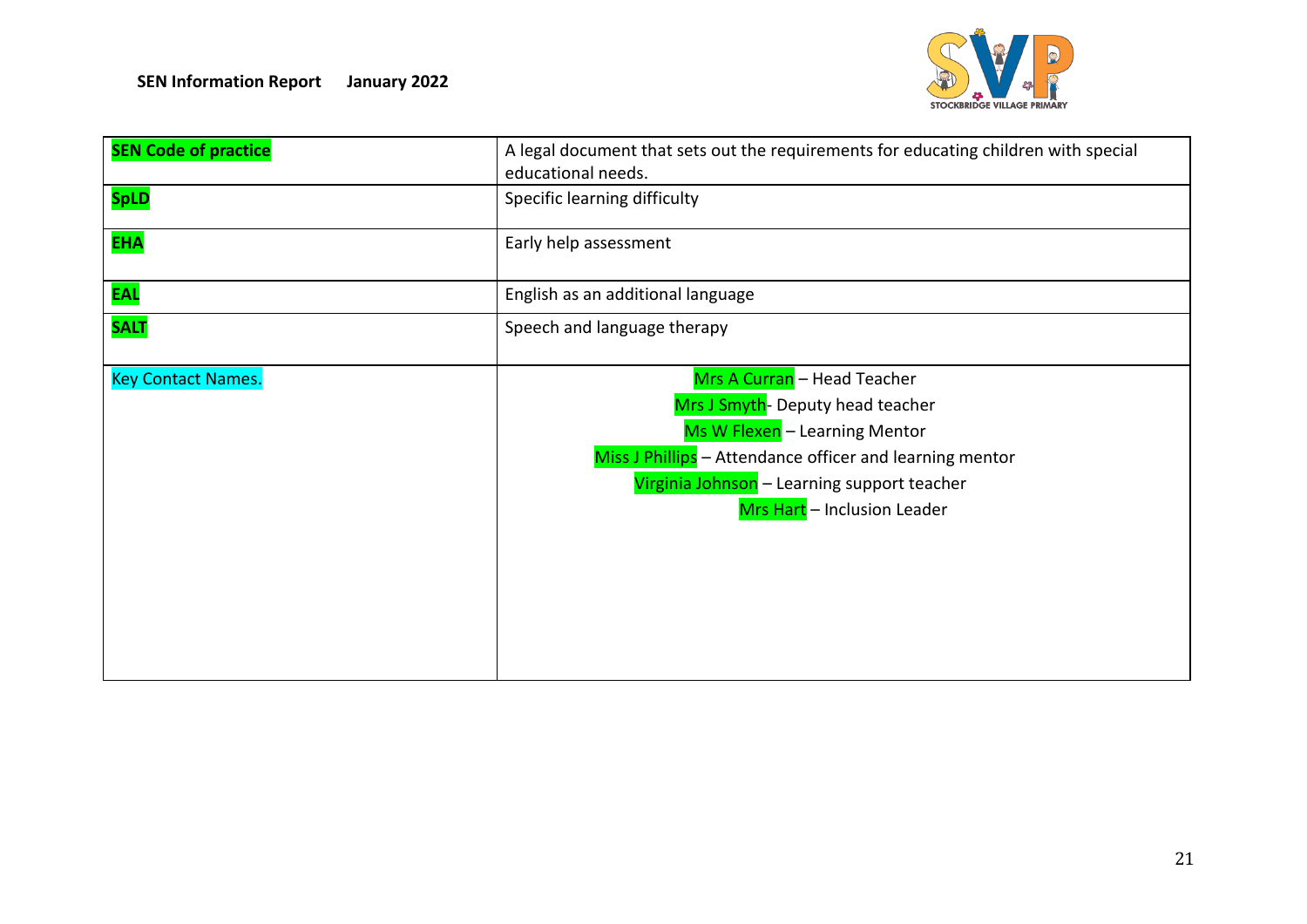| | |
|---|---|
| **SEN Code of practice** | A legal document that sets out the requirements for educating children with special educational needs. |
| **SpLD** | Specific learning difficulty |
| **EHA** | Early help assessment |
| **EAL** | English as an additional language |
| **SALT** | Speech and language therapy |
| Key Contact Names. | Mrs A Curran – Head Teacher<br>Mrs J Smyth- Deputy head teacher<br>Ms W Flexen – Learning Mentor<br>Miss J Phillips – Attendance officer and learning mentor<br>Virginia Johnson – Learning support teacher<br>Mrs Hart – Inclusion Leader |